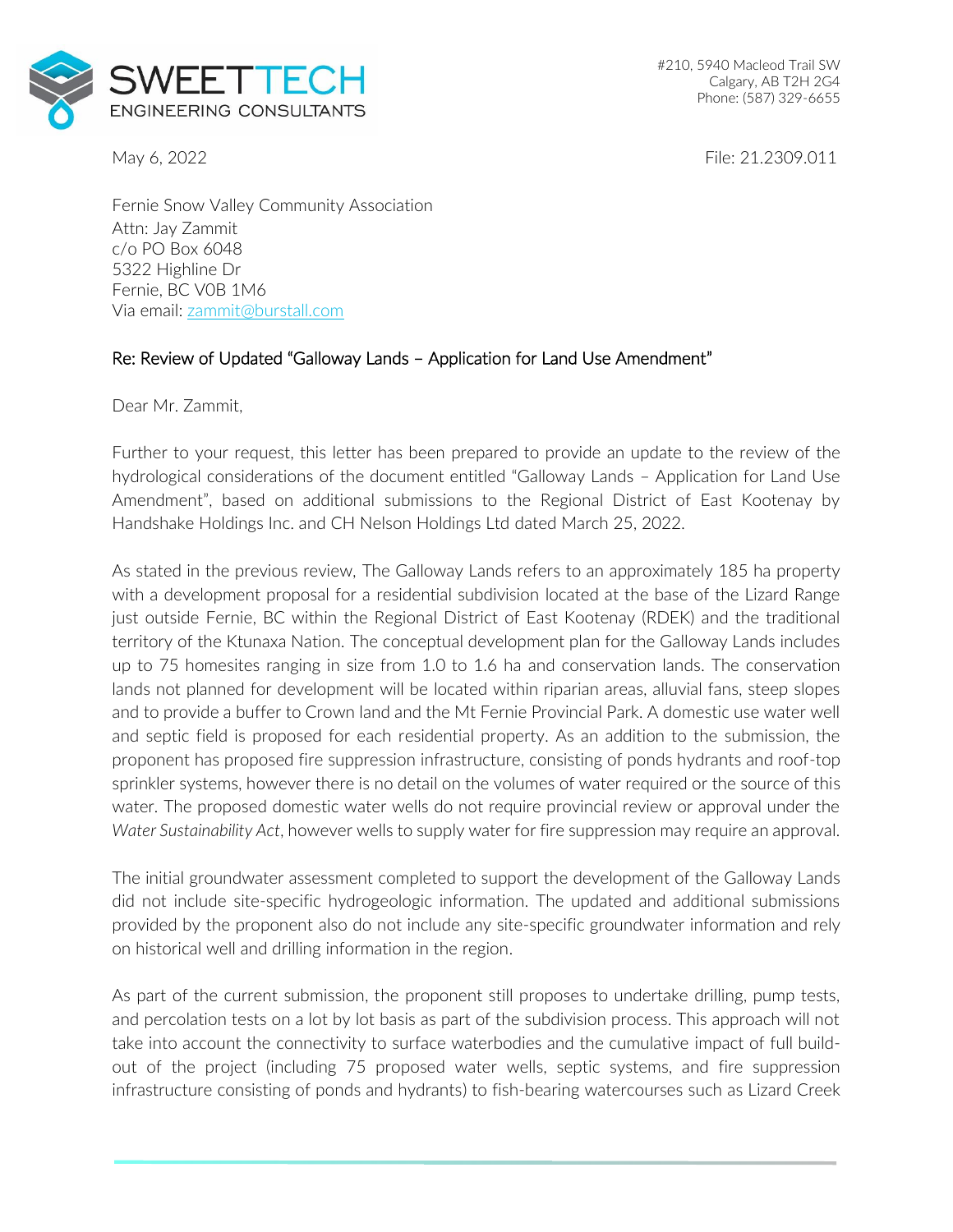SWEETTECH ENGINEERING CONSULTANTS

#210, 5940 Macleod Trail SW
Calgary, AB T2H 2G4
Phone: (587) 329-6655

May 6, 2022

File: 21.2309.011

Fernie Snow Valley Community Association
Attn: Jay Zammit
c/o PO Box 6048
5322 Highline Dr
Fernie, BC V0B 1M6
Via email: zammit@burstall.com

Re: Review of Updated "Galloway Lands – Application for Land Use Amendment"

Dear Mr. Zammit,

Further to your request, this letter has been prepared to provide an update to the review of the hydrological considerations of the document entitled "Galloway Lands – Application for Land Use Amendment", based on additional submissions to the Regional District of East Kootenay by Handshake Holdings Inc. and CH Nelson Holdings Ltd dated March 25, 2022.

As stated in the previous review, The Galloway Lands refers to an approximately 185 ha property with a development proposal for a residential subdivision located at the base of the Lizard Range just outside Fernie, BC within the Regional District of East Kootenay (RDEK) and the traditional territory of the Ktunaxa Nation. The conceptual development plan for the Galloway Lands includes up to 75 homesites ranging in size from 1.0 to 1.6 ha and conservation lands. The conservation lands not planned for development will be located within riparian areas, alluvial fans, steep slopes and to provide a buffer to Crown land and the Mt Fernie Provincial Park. A domestic use water well and septic field is proposed for each residential property. As an addition to the submission, the proponent has proposed fire suppression infrastructure, consisting of ponds hydrants and roof-top sprinkler systems, however there is no detail on the volumes of water required or the source of this water. The proposed domestic water wells do not require provincial review or approval under the *Water Sustainability Act*, however wells to supply water for fire suppression may require an approval.

The initial groundwater assessment completed to support the development of the Galloway Lands did not include site-specific hydrogeologic information. The updated and additional submissions provided by the proponent also do not include any site-specific groundwater information and rely on historical well and drilling information in the region.

As part of the current submission, the proponent still proposes to undertake drilling, pump tests, and percolation tests on a lot by lot basis as part of the subdivision process. This approach will not take into account the connectivity to surface waterbodies and the cumulative impact of full build-out of the project (including 75 proposed water wells, septic systems, and fire suppression infrastructure consisting of ponds and hydrants) to fish-bearing watercourses such as Lizard Creek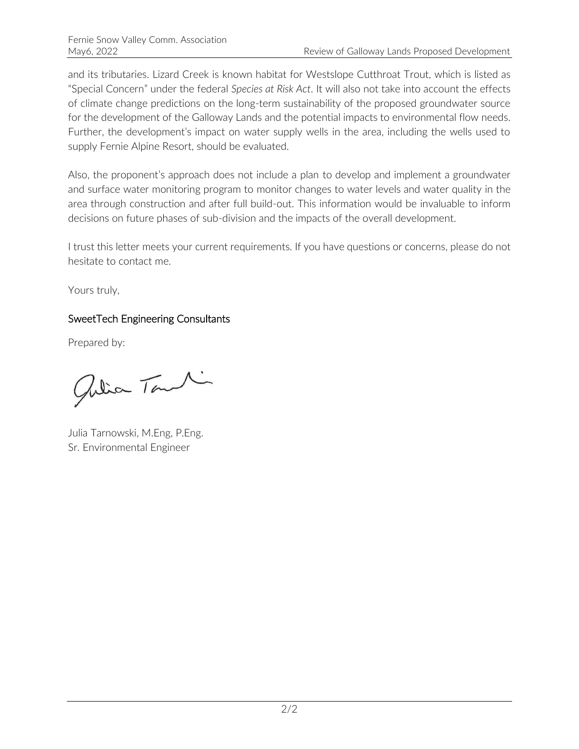and its tributaries. Lizard Creek is known habitat for Westslope Cutthroat Trout, which is listed as "Special Concern" under the federal *Species at Risk Act*. It will also not take into account the effects of climate change predictions on the long-term sustainability of the proposed groundwater source for the development of the Galloway Lands and the potential impacts to environmental flow needs. Further, the development's impact on water supply wells in the area, including the wells used to supply Fernie Alpine Resort, should be evaluated.

Also, the proponent's approach does not include a plan to develop and implement a groundwater and surface water monitoring program to monitor changes to water levels and water quality in the area through construction and after full build-out. This information would be invaluable to inform decisions on future phases of sub-division and the impacts of the overall development.

I trust this letter meets your current requirements. If you have questions or concerns, please do not hesitate to contact me.

Yours truly,

SweetTech Engineering Consultants

Prepared by:

Julia Tarnowski, M.Eng, P.Eng.
Sr. Environmental Engineer